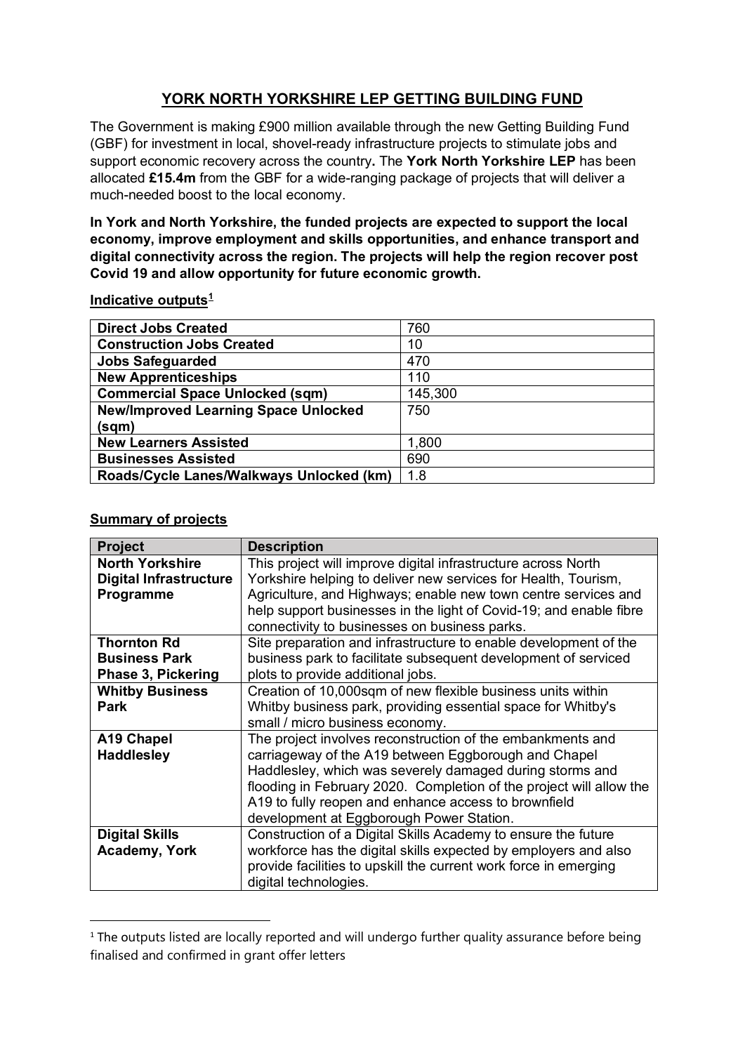# YORK NORTH YORKSHIRE LEP GETTING BUILDING FUND

The Government is making £900 million available through the new Getting Building Fund (GBF) for investment in local, shovel-ready infrastructure projects to stimulate jobs and support economic recovery across the country**.** The **York North Yorkshire LEP** has been allocated **£15.4m** from the GBF for a wide-ranging package of projects that will deliver a much-needed boost to the local economy.

**In York and North Yorkshire, the funded projects are expected to support the local economy, improve employment and skills opportunities, and enhance transport and digital connectivity across the region. The projects will help the region recover post Covid 19 and allow opportunity for future economic growth.**

**Indicative outputs**[1]

| | |
|---|---|
| **Direct Jobs Created** | 760 |
| **Construction Jobs Created** | 10 |
| **Jobs Safeguarded** | 470 |
| **New Apprenticeships** | 110 |
| **Commercial Space Unlocked (sqm)** | 145,300 |
| **New/Improved Learning Space Unlocked (sqm)** | 750 |
| **New Learners Assisted** | 1,800 |
| **Businesses Assisted** | 690 |
| **Roads/Cycle Lanes/Walkways Unlocked (km)** | 1.8 |

**Summary of projects**

| Project | Description |
|---|---|
| **North Yorkshire Digital Infrastructure Programme** | This project will improve digital infrastructure across North Yorkshire helping to deliver new services for Health, Tourism, Agriculture, and Highways; enable new town centre services and help support businesses in the light of Covid-19; and enable fibre connectivity to businesses on business parks. |
| **Thornton Rd Business Park Phase 3, Pickering** | Site preparation and infrastructure to enable development of the business park to facilitate subsequent development of serviced plots to provide additional jobs. |
| **Whitby Business Park** | Creation of 10,000sqm of new flexible business units within Whitby business park, providing essential space for Whitby's small / micro business economy. |
| **A19 Chapel Haddlesley** | The project involves reconstruction of the embankments and carriageway of the A19 between Eggborough and Chapel Haddlesley, which was severely damaged during storms and flooding in February 2020. Completion of the project will allow the A19 to fully reopen and enhance access to brownfield development at Eggborough Power Station. |
| **Digital Skills Academy, York** | Construction of a Digital Skills Academy to ensure the future workforce has the digital skills expected by employers and also provide facilities to upskill the current work force in emerging digital technologies. |

[1] The outputs listed are locally reported and will undergo further quality assurance before being finalised and confirmed in grant offer letters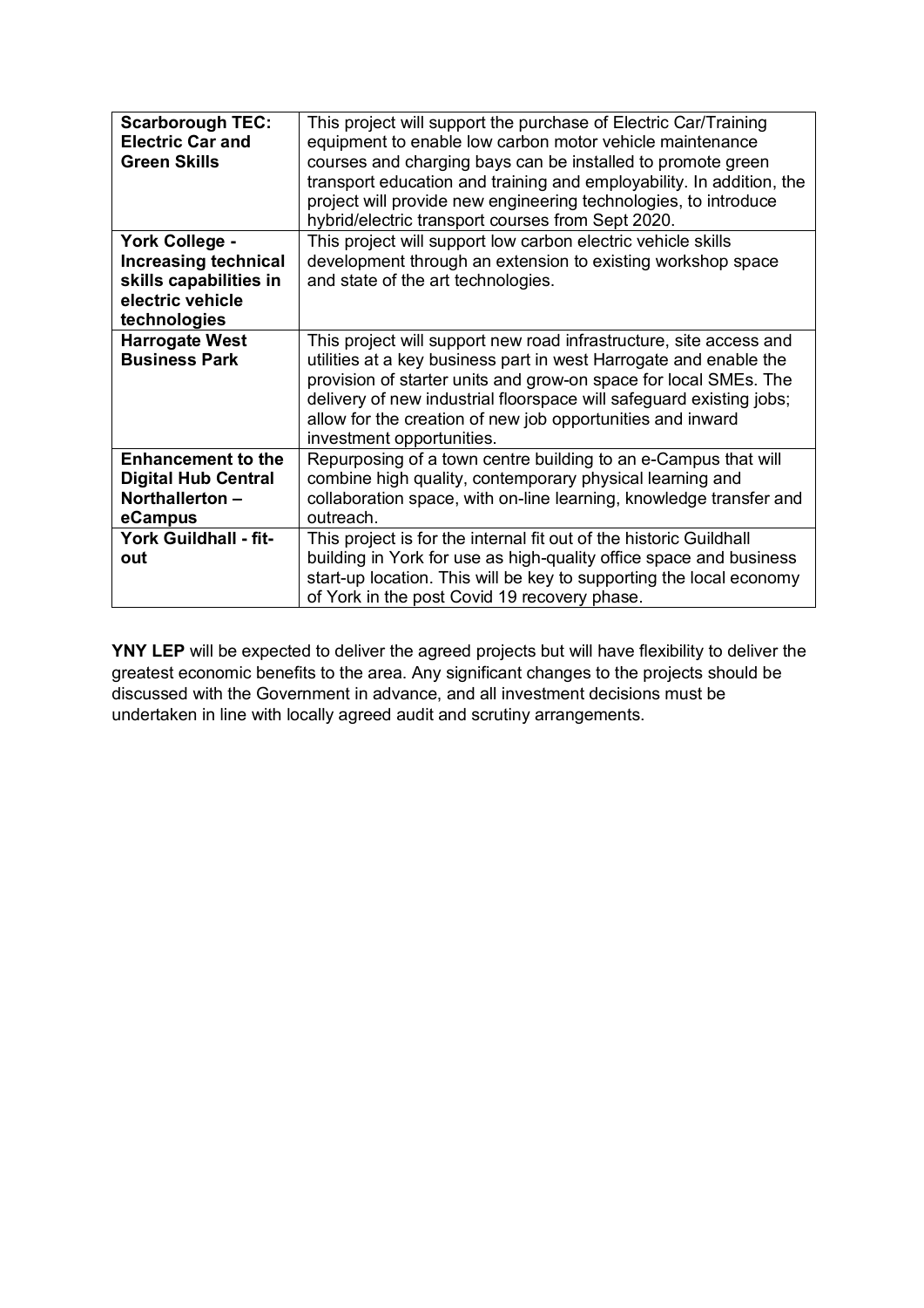| | |
|---|---|
| **Scarborough TEC: Electric Car and Green Skills** | This project will support the purchase of Electric Car/Training equipment to enable low carbon motor vehicle maintenance courses and charging bays can be installed to promote green transport education and training and employability. In addition, the project will provide new engineering technologies, to introduce hybrid/electric transport courses from Sept 2020. |
| **York College - Increasing technical skills capabilities in electric vehicle technologies** | This project will support low carbon electric vehicle skills development through an extension to existing workshop space and state of the art technologies. |
| **Harrogate West Business Park** | This project will support new road infrastructure, site access and utilities at a key business part in west Harrogate and enable the provision of starter units and grow-on space for local SMEs. The delivery of new industrial floorspace will safeguard existing jobs; allow for the creation of new job opportunities and inward investment opportunities. |
| **Enhancement to the Digital Hub Central Northallerton – eCampus** | Repurposing of a town centre building to an e-Campus that will combine high quality, contemporary physical learning and collaboration space, with on-line learning, knowledge transfer and outreach. |
| **York Guildhall - fit-out** | This project is for the internal fit out of the historic Guildhall building in York for use as high-quality office space and business start-up location. This will be key to supporting the local economy of York in the post Covid 19 recovery phase. |

**YNY LEP** will be expected to deliver the agreed projects but will have flexibility to deliver the greatest economic benefits to the area. Any significant changes to the projects should be discussed with the Government in advance, and all investment decisions must be undertaken in line with locally agreed audit and scrutiny arrangements.